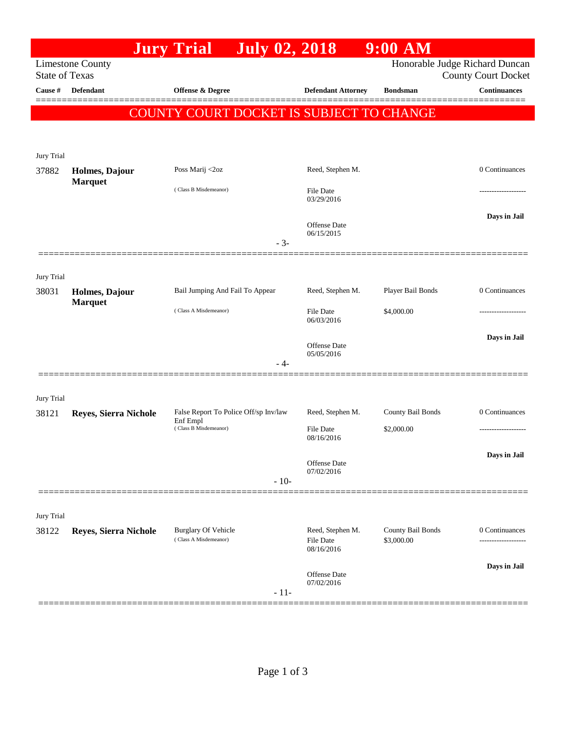# Jury Trial July 02, 2018 9:00 AM

Limestone County
State of Texas

Honorable Judge Richard Duncan
County Court Docket

**COUNTY COURT DOCKET IS SUBJECT TO CHANGE**

| Cause # | Defendant | Offense & Degree | Defendant Attorney | Bondsman | Continuances |
|---|---|---|---|---|---|
| Jury Trial | | | | | |
| 37882 | **Holmes, Dajour Marquet** | Poss Marij <2oz (Class B Misdemeanor) | Reed, Stephen M. File Date 03/29/2016 Offense Date 06/15/2015 | | 0 Continuances ------------------- **Days in Jail** |
| | | - 3- | | | |
| Jury Trial | | | | | |
| 38031 | **Holmes, Dajour Marquet** | Bail Jumping And Fail To Appear (Class A Misdemeanor) | Reed, Stephen M. File Date 06/03/2016 Offense Date 05/05/2016 | Player Bail Bonds $4,000.00 | 0 Continuances ------------------- **Days in Jail** |
| | | - 4- | | | |
| Jury Trial | | | | | |
| 38121 | **Reyes, Sierra Nichole** | False Report To Police Off/sp Inv/law Enf Empl (Class B Misdemeanor) | Reed, Stephen M. File Date 08/16/2016 Offense Date 07/02/2016 | County Bail Bonds $2,000.00 | 0 Continuances ------------------- **Days in Jail** |
| | | - 10- | | | |
| Jury Trial | | | | | |
| 38122 | **Reyes, Sierra Nichole** | Burglary Of Vehicle (Class A Misdemeanor) | Reed, Stephen M. File Date 08/16/2016 Offense Date 07/02/2016 | County Bail Bonds $3,000.00 | 0 Continuances ------------------- **Days in Jail** |
| | | - 11- | | | |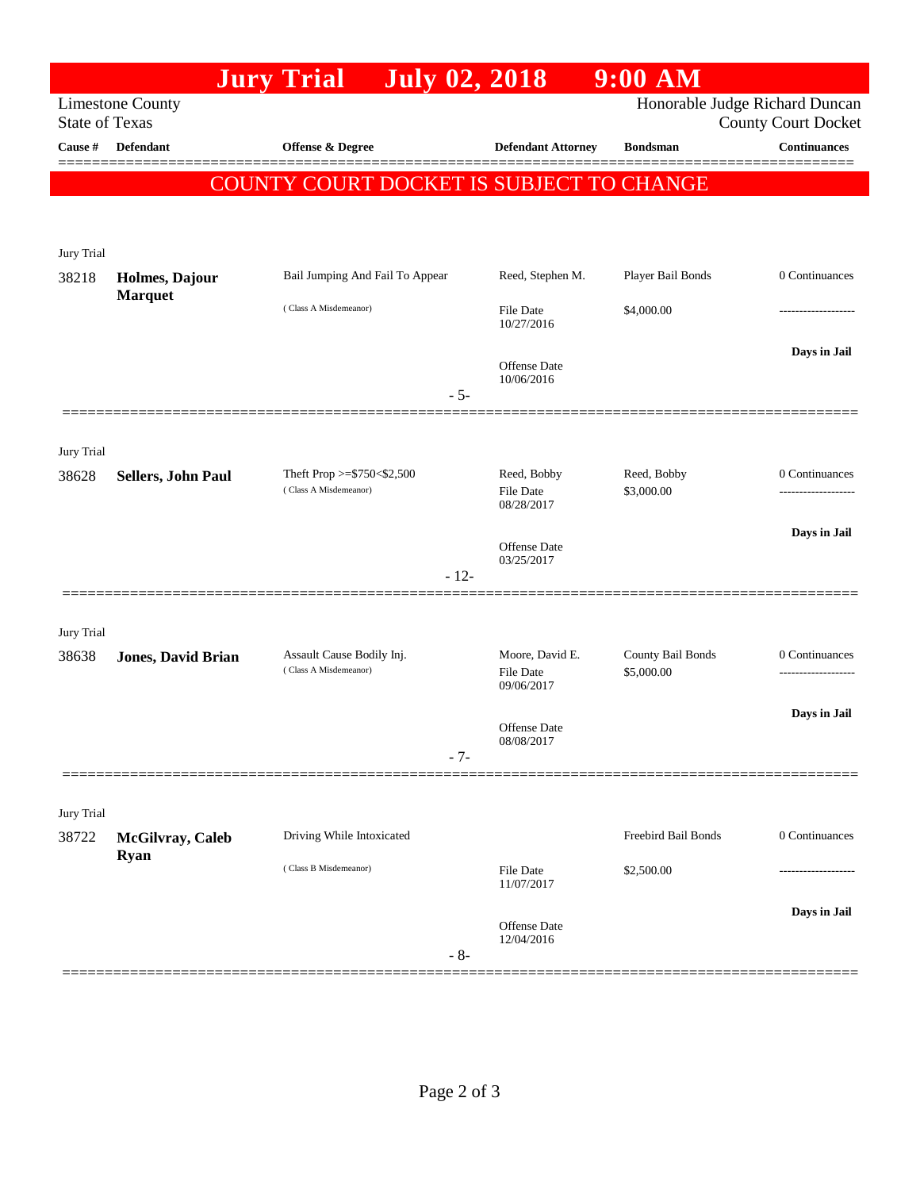# Jury Trial July 02, 2018 9:00 AM

Limestone County
State of Texas

Honorable Judge Richard Duncan
County Court Docket

**COUNTY COURT DOCKET IS SUBJECT TO CHANGE**

| Cause # | Defendant | Offense & Degree | Defendant Attorney | Bondsman | Continuances |
|---|---|---|---|---|---|
| Jury Trial | | | | | |
| 38218 | **Holmes, Dajour Marquet** | Bail Jumping And Fail To Appear (Class A Misdemeanor) | Reed, Stephen M. File Date 10/27/2016 Offense Date 10/06/2016 | Player Bail Bonds $4,000.00 | 0 Continuances ------------------- **Days in Jail** - 5- |
| Jury Trial | | | | | |
| 38628 | **Sellers, John Paul** | Theft Prop >=$750<$2,500 (Class A Misdemeanor) | Reed, Bobby File Date 08/28/2017 Offense Date 03/25/2017 | Reed, Bobby $3,000.00 | 0 Continuances ------------------- **Days in Jail** - 12- |
| Jury Trial | | | | | |
| 38638 | **Jones, David Brian** | Assault Cause Bodily Inj. (Class A Misdemeanor) | Moore, David E. File Date 09/06/2017 Offense Date 08/08/2017 | County Bail Bonds $5,000.00 | 0 Continuances ------------------- **Days in Jail** - 7- |
| Jury Trial | | | | | |
| 38722 | **McGilvray, Caleb Ryan** | Driving While Intoxicated (Class B Misdemeanor) | File Date 11/07/2017 Offense Date 12/04/2016 | Freebird Bail Bonds $2,500.00 | 0 Continuances ------------------- **Days in Jail** - 8- |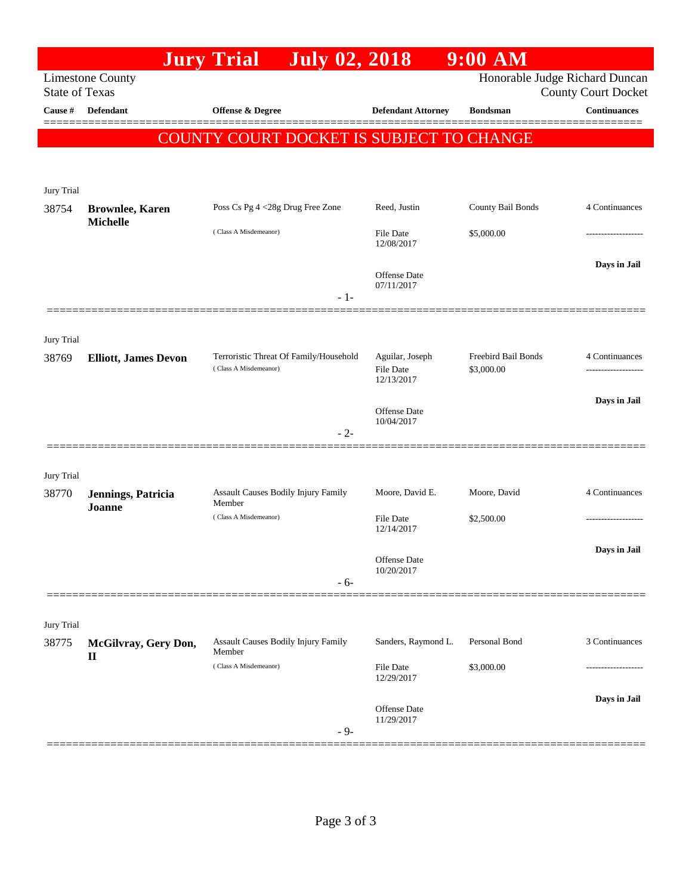# Jury Trial July 02, 2018 9:00 AM

Limestone County
State of Texas

Honorable Judge Richard Duncan
County Court Docket

| Cause # | Defendant | Offense & Degree | Defendant Attorney | Bondsman | Continuances |
|---|---|---|---|---|---|

## COUNTY COURT DOCKET IS SUBJECT TO CHANGE

Jury Trial

| Cause # | Defendant | Offense & Degree | Defendant Attorney | Bondsman | Continuances |
|---|---|---|---|---|---|
| 38754 | **Brownlee, Karen Michelle** | Poss Cs Pg 4 <28g Drug Free Zone | Reed, Justin | County Bail Bonds | 4 Continuances |
| | | ( Class A Misdemeanor) | File Date 12/08/2017 | $5,000.00 | ------------------- |
| | | | Offense Date 07/11/2017 | | **Days in Jail** |

- 1-

Jury Trial

| Cause # | Defendant | Offense & Degree | Defendant Attorney | Bondsman | Continuances |
|---|---|---|---|---|---|
| 38769 | **Elliott, James Devon** | Terroristic Threat Of Family/Household | Aguilar, Joseph | Freebird Bail Bonds | 4 Continuances |
| | | ( Class A Misdemeanor) | File Date 12/13/2017 | $3,000.00 | ------------------- |
| | | | Offense Date 10/04/2017 | | **Days in Jail** |

- 2-

Jury Trial

| Cause # | Defendant | Offense & Degree | Defendant Attorney | Bondsman | Continuances |
|---|---|---|---|---|---|
| 38770 | **Jennings, Patricia Joanne** | Assault Causes Bodily Injury Family Member | Moore, David E. | Moore, David | 4 Continuances |
| | | ( Class A Misdemeanor) | File Date 12/14/2017 | $2,500.00 | ------------------- |
| | | | Offense Date 10/20/2017 | | **Days in Jail** |

- 6-

Jury Trial

| Cause # | Defendant | Offense & Degree | Defendant Attorney | Bondsman | Continuances |
|---|---|---|---|---|---|
| 38775 | **McGilvray, Gery Don, II** | Assault Causes Bodily Injury Family Member | Sanders, Raymond L. | Personal Bond | 3 Continuances |
| | | ( Class A Misdemeanor) | File Date 12/29/2017 | $3,000.00 | ------------------- |
| | | | Offense Date 11/29/2017 | | **Days in Jail** |

- 9-